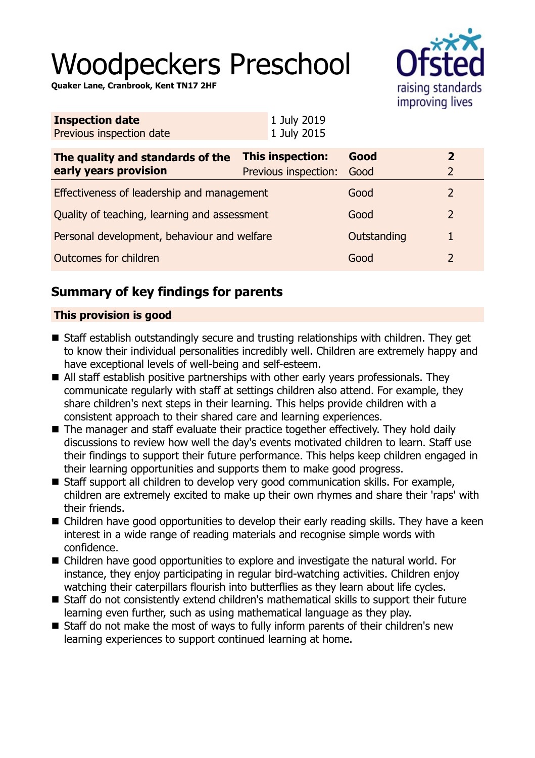# Woodpeckers Preschool

**Quaker Lane, Cranbrook, Kent TN17 2HF**

| **Inspection date** | 1 July 2019 |
|---|---|
| Previous inspection date | 1 July 2015 |

| **The quality and standards of the early years provision** | **This inspection:** | **Good** | **2** |
|---|---|---|---|
| | Previous inspection: | Good | 2 |
| Effectiveness of leadership and management | | Good | 2 |
| Quality of teaching, learning and assessment | | Good | 2 |
| Personal development, behaviour and welfare | | Outstanding | 1 |
| Outcomes for children | | Good | 2 |

## Summary of key findings for parents

### This provision is good

- Staff establish outstandingly secure and trusting relationships with children. They get to know their individual personalities incredibly well. Children are extremely happy and have exceptional levels of well-being and self-esteem.
- All staff establish positive partnerships with other early years professionals. They communicate regularly with staff at settings children also attend. For example, they share children's next steps in their learning. This helps provide children with a consistent approach to their shared care and learning experiences.
- The manager and staff evaluate their practice together effectively. They hold daily discussions to review how well the day's events motivated children to learn. Staff use their findings to support their future performance. This helps keep children engaged in their learning opportunities and supports them to make good progress.
- Staff support all children to develop very good communication skills. For example, children are extremely excited to make up their own rhymes and share their 'raps' with their friends.
- Children have good opportunities to develop their early reading skills. They have a keen interest in a wide range of reading materials and recognise simple words with confidence.
- Children have good opportunities to explore and investigate the natural world. For instance, they enjoy participating in regular bird-watching activities. Children enjoy watching their caterpillars flourish into butterflies as they learn about life cycles.
- Staff do not consistently extend children's mathematical skills to support their future learning even further, such as using mathematical language as they play.
- Staff do not make the most of ways to fully inform parents of their children's new learning experiences to support continued learning at home.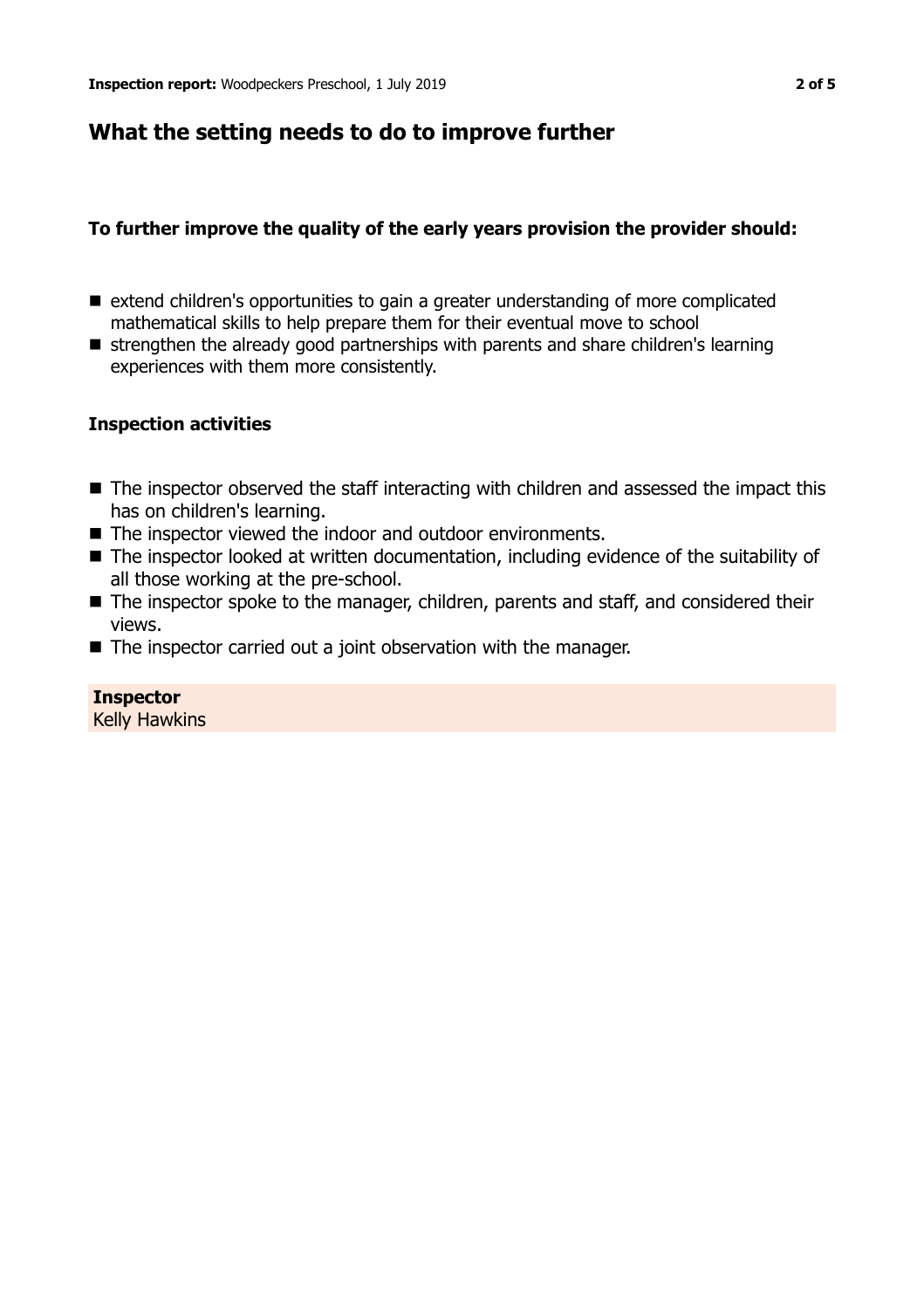## What the setting needs to do to improve further

### To further improve the quality of the early years provision the provider should:

- extend children's opportunities to gain a greater understanding of more complicated mathematical skills to help prepare them for their eventual move to school
- strengthen the already good partnerships with parents and share children's learning experiences with them more consistently.

### Inspection activities

- The inspector observed the staff interacting with children and assessed the impact this has on children's learning.
- The inspector viewed the indoor and outdoor environments.
- The inspector looked at written documentation, including evidence of the suitability of all those working at the pre-school.
- The inspector spoke to the manager, children, parents and staff, and considered their views.
- The inspector carried out a joint observation with the manager.

**Inspector**
Kelly Hawkins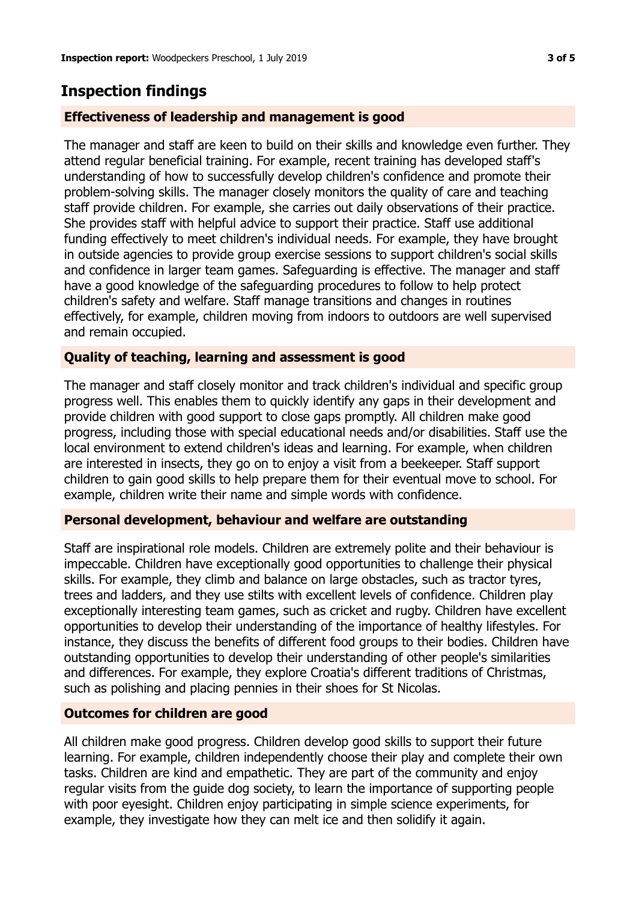## Inspection findings

### Effectiveness of leadership and management is good

The manager and staff are keen to build on their skills and knowledge even further. They attend regular beneficial training. For example, recent training has developed staff's understanding of how to successfully develop children's confidence and promote their problem-solving skills. The manager closely monitors the quality of care and teaching staff provide children. For example, she carries out daily observations of their practice. She provides staff with helpful advice to support their practice. Staff use additional funding effectively to meet children's individual needs. For example, they have brought in outside agencies to provide group exercise sessions to support children's social skills and confidence in larger team games. Safeguarding is effective. The manager and staff have a good knowledge of the safeguarding procedures to follow to help protect children's safety and welfare. Staff manage transitions and changes in routines effectively, for example, children moving from indoors to outdoors are well supervised and remain occupied.

### Quality of teaching, learning and assessment is good

The manager and staff closely monitor and track children's individual and specific group progress well. This enables them to quickly identify any gaps in their development and provide children with good support to close gaps promptly. All children make good progress, including those with special educational needs and/or disabilities. Staff use the local environment to extend children's ideas and learning. For example, when children are interested in insects, they go on to enjoy a visit from a beekeeper. Staff support children to gain good skills to help prepare them for their eventual move to school. For example, children write their name and simple words with confidence.

### Personal development, behaviour and welfare are outstanding

Staff are inspirational role models. Children are extremely polite and their behaviour is impeccable. Children have exceptionally good opportunities to challenge their physical skills. For example, they climb and balance on large obstacles, such as tractor tyres, trees and ladders, and they use stilts with excellent levels of confidence. Children play exceptionally interesting team games, such as cricket and rugby. Children have excellent opportunities to develop their understanding of the importance of healthy lifestyles. For instance, they discuss the benefits of different food groups to their bodies. Children have outstanding opportunities to develop their understanding of other people's similarities and differences. For example, they explore Croatia's different traditions of Christmas, such as polishing and placing pennies in their shoes for St Nicolas.

### Outcomes for children are good

All children make good progress. Children develop good skills to support their future learning. For example, children independently choose their play and complete their own tasks. Children are kind and empathetic. They are part of the community and enjoy regular visits from the guide dog society, to learn the importance of supporting people with poor eyesight. Children enjoy participating in simple science experiments, for example, they investigate how they can melt ice and then solidify it again.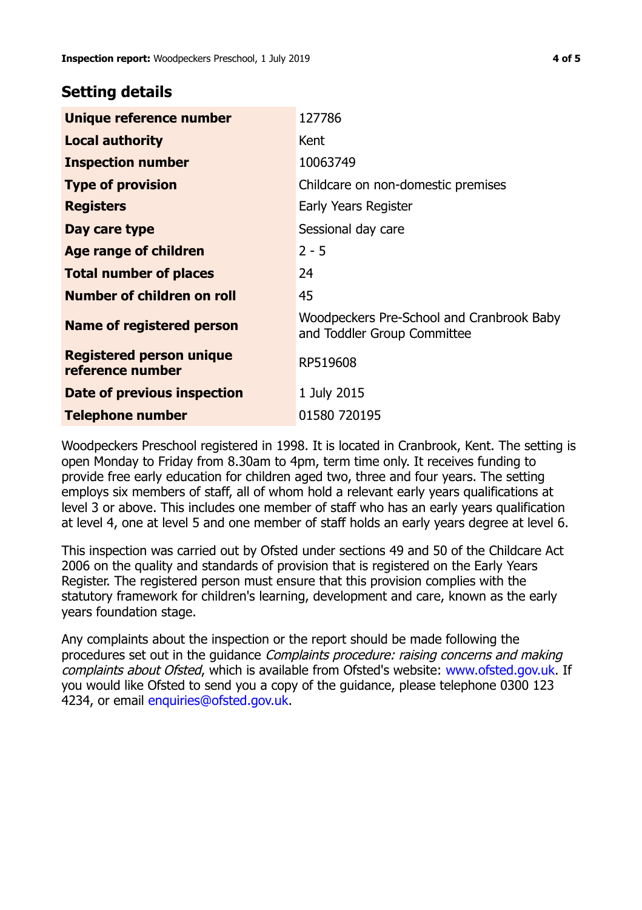## Setting details

| | |
|---|---|
| **Unique reference number** | 127786 |
| **Local authority** | Kent |
| **Inspection number** | 10063749 |
| **Type of provision** | Childcare on non-domestic premises |
| **Registers** | Early Years Register |
| **Day care type** | Sessional day care |
| **Age range of children** | 2 - 5 |
| **Total number of places** | 24 |
| **Number of children on roll** | 45 |
| **Name of registered person** | Woodpeckers Pre-School and Cranbrook Baby and Toddler Group Committee |
| **Registered person unique reference number** | RP519608 |
| **Date of previous inspection** | 1 July 2015 |
| **Telephone number** | 01580 720195 |

Woodpeckers Preschool registered in 1998. It is located in Cranbrook, Kent. The setting is open Monday to Friday from 8.30am to 4pm, term time only. It receives funding to provide free early education for children aged two, three and four years. The setting employs six members of staff, all of whom hold a relevant early years qualifications at level 3 or above. This includes one member of staff who has an early years qualification at level 4, one at level 5 and one member of staff holds an early years degree at level 6.

This inspection was carried out by Ofsted under sections 49 and 50 of the Childcare Act 2006 on the quality and standards of provision that is registered on the Early Years Register. The registered person must ensure that this provision complies with the statutory framework for children's learning, development and care, known as the early years foundation stage.

Any complaints about the inspection or the report should be made following the procedures set out in the guidance *Complaints procedure: raising concerns and making complaints about Ofsted*, which is available from Ofsted's website: www.ofsted.gov.uk. If you would like Ofsted to send you a copy of the guidance, please telephone 0300 123 4234, or email enquiries@ofsted.gov.uk.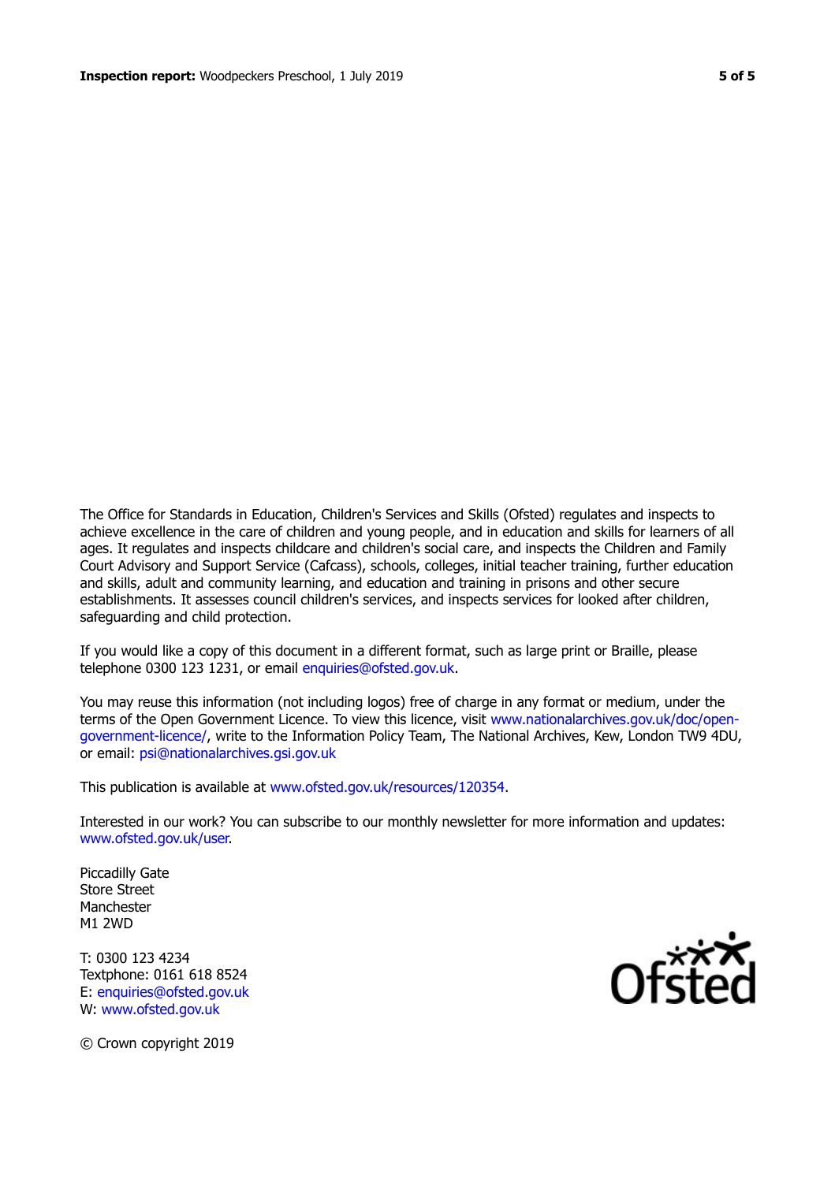The Office for Standards in Education, Children's Services and Skills (Ofsted) regulates and inspects to achieve excellence in the care of children and young people, and in education and skills for learners of all ages. It regulates and inspects childcare and children's social care, and inspects the Children and Family Court Advisory and Support Service (Cafcass), schools, colleges, initial teacher training, further education and skills, adult and community learning, and education and training in prisons and other secure establishments. It assesses council children's services, and inspects services for looked after children, safeguarding and child protection.

If you would like a copy of this document in a different format, such as large print or Braille, please telephone 0300 123 1231, or email enquiries@ofsted.gov.uk.

You may reuse this information (not including logos) free of charge in any format or medium, under the terms of the Open Government Licence. To view this licence, visit www.nationalarchives.gov.uk/doc/open-government-licence/, write to the Information Policy Team, The National Archives, Kew, London TW9 4DU, or email: psi@nationalarchives.gsi.gov.uk

This publication is available at www.ofsted.gov.uk/resources/120354.

Interested in our work? You can subscribe to our monthly newsletter for more information and updates: www.ofsted.gov.uk/user.

Piccadilly Gate
Store Street
Manchester
M1 2WD

T: 0300 123 4234
Textphone: 0161 618 8524
E: enquiries@ofsted.gov.uk
W: www.ofsted.gov.uk

© Crown copyright 2019